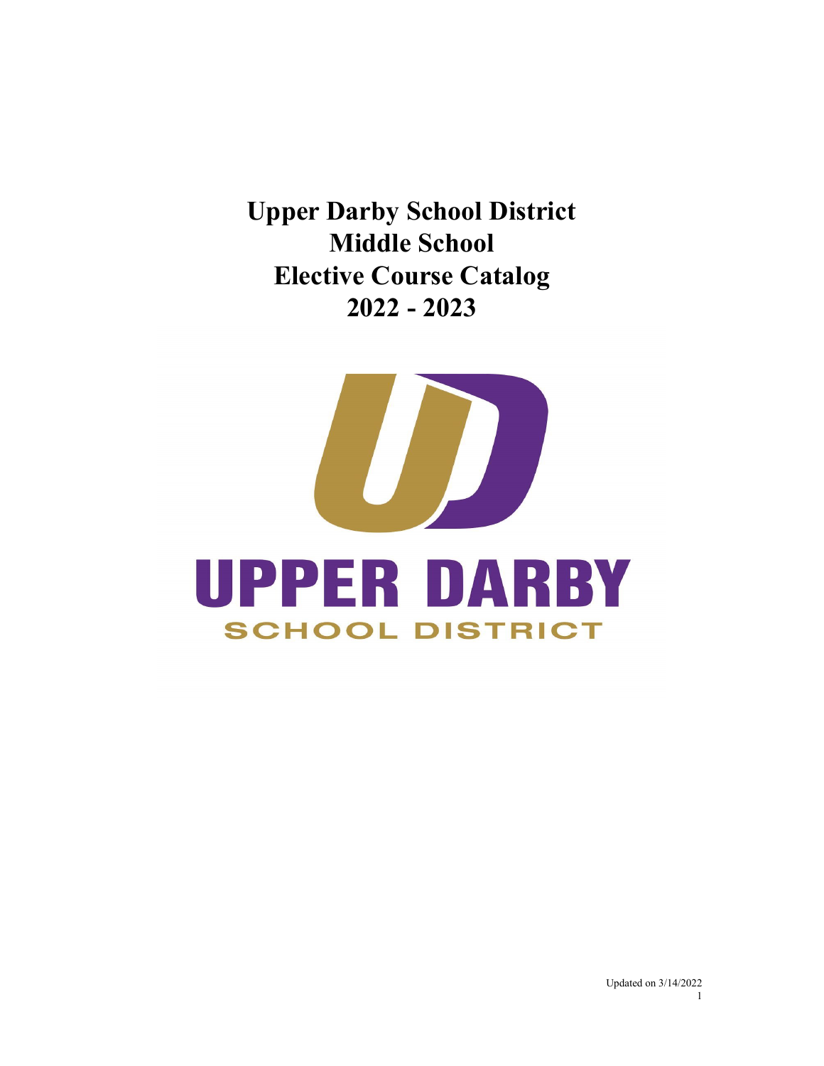# Upper Darby School District
# Middle School
# Elective Course Catalog
# 2022 - 2023

UPPER DARBY

SCHOOL DISTRICT

Updated on 3/14/2022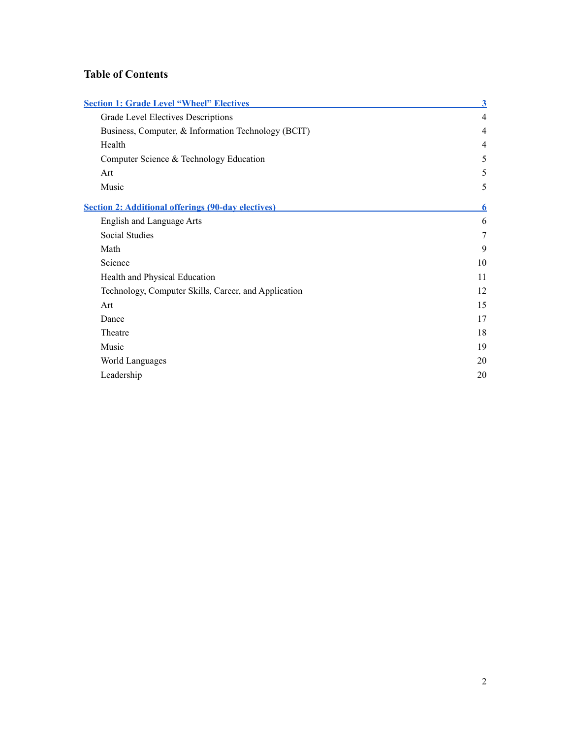# Table of Contents

| | |
|---|---|
| **Section 1: Grade Level "Wheel" Electives** | **3** |
| Grade Level Electives Descriptions | 4 |
| Business, Computer, & Information Technology (BCIT) | 4 |
| Health | 4 |
| Computer Science & Technology Education | 5 |
| Art | 5 |
| Music | 5 |
| **Section 2: Additional offerings (90-day electives)** | **6** |
| English and Language Arts | 6 |
| Social Studies | 7 |
| Math | 9 |
| Science | 10 |
| Health and Physical Education | 11 |
| Technology, Computer Skills, Career, and Application | 12 |
| Art | 15 |
| Dance | 17 |
| Theatre | 18 |
| Music | 19 |
| World Languages | 20 |
| Leadership | 20 |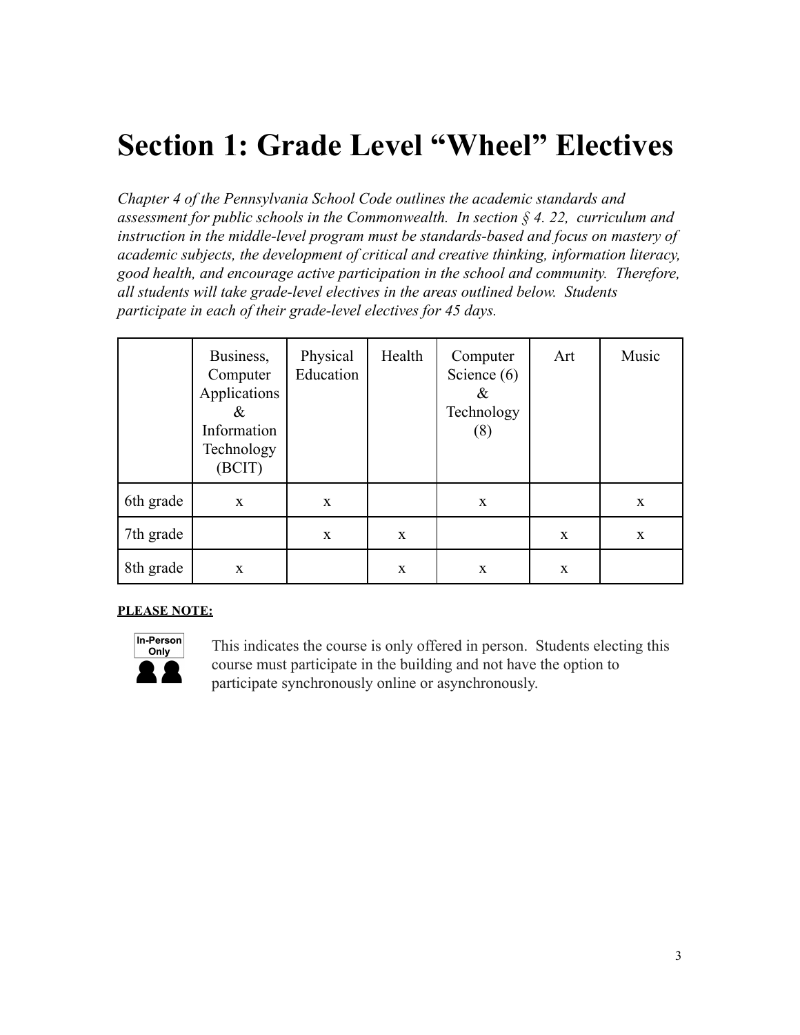# Section 1: Grade Level "Wheel" Electives

*Chapter 4 of the Pennsylvania School Code outlines the academic standards and assessment for public schools in the Commonwealth. In section § 4. 22, curriculum and instruction in the middle-level program must be standards-based and focus on mastery of academic subjects, the development of critical and creative thinking, information literacy, good health, and encourage active participation in the school and community. Therefore, all students will take grade-level electives in the areas outlined below. Students participate in each of their grade-level electives for 45 days.*

| | Business, Computer Applications & Information Technology (BCIT) | Physical Education | Health | Computer Science (6) & Technology (8) | Art | Music |
|---|---|---|---|---|---|---|
| 6th grade | x | x | | x | | x |
| 7th grade | | x | x | | x | x |
| 8th grade | x | | x | x | x | |

**PLEASE NOTE:**

In-Person Only — This indicates the course is only offered in person. Students electing this course must participate in the building and not have the option to participate synchronously online or asynchronously.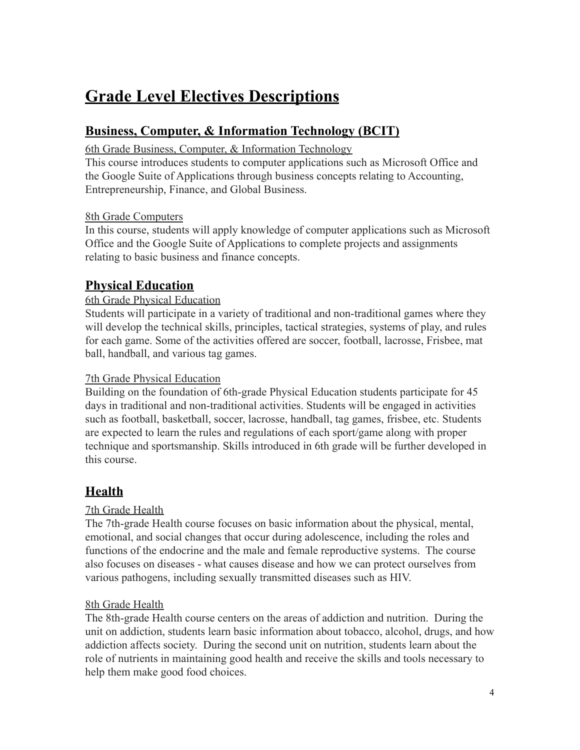# Grade Level Electives Descriptions

## Business, Computer, & Information Technology (BCIT)

6th Grade Business, Computer, & Information Technology

This course introduces students to computer applications such as Microsoft Office and the Google Suite of Applications through business concepts relating to Accounting, Entrepreneurship, Finance, and Global Business.

8th Grade Computers

In this course, students will apply knowledge of computer applications such as Microsoft Office and the Google Suite of Applications to complete projects and assignments relating to basic business and finance concepts.

## Physical Education

6th Grade Physical Education

Students will participate in a variety of traditional and non-traditional games where they will develop the technical skills, principles, tactical strategies, systems of play, and rules for each game. Some of the activities offered are soccer, football, lacrosse, Frisbee, mat ball, handball, and various tag games.

7th Grade Physical Education

Building on the foundation of 6th-grade Physical Education students participate for 45 days in traditional and non-traditional activities. Students will be engaged in activities such as football, basketball, soccer, lacrosse, handball, tag games, frisbee, etc. Students are expected to learn the rules and regulations of each sport/game along with proper technique and sportsmanship. Skills introduced in 6th grade will be further developed in this course.

## Health

7th Grade Health

The 7th-grade Health course focuses on basic information about the physical, mental, emotional, and social changes that occur during adolescence, including the roles and functions of the endocrine and the male and female reproductive systems. The course also focuses on diseases - what causes disease and how we can protect ourselves from various pathogens, including sexually transmitted diseases such as HIV.

8th Grade Health

The 8th-grade Health course centers on the areas of addiction and nutrition. During the unit on addiction, students learn basic information about tobacco, alcohol, drugs, and how addiction affects society. During the second unit on nutrition, students learn about the role of nutrients in maintaining good health and receive the skills and tools necessary to help them make good food choices.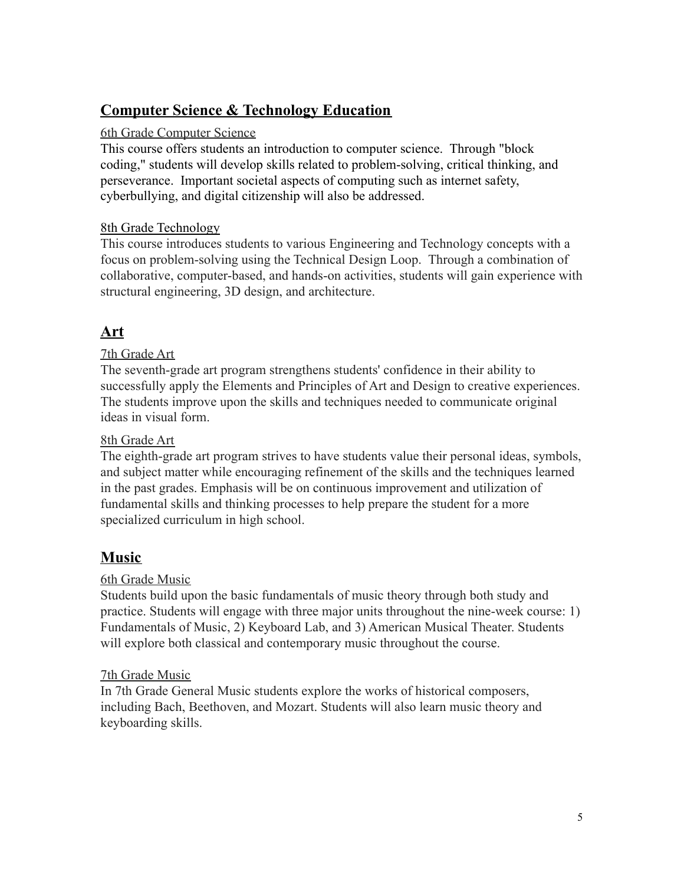## Computer Science & Technology Education

### 6th Grade Computer Science

This course offers students an introduction to computer science. Through "block coding," students will develop skills related to problem-solving, critical thinking, and perseverance. Important societal aspects of computing such as internet safety, cyberbullying, and digital citizenship will also be addressed.

### 8th Grade Technology

This course introduces students to various Engineering and Technology concepts with a focus on problem-solving using the Technical Design Loop. Through a combination of collaborative, computer-based, and hands-on activities, students will gain experience with structural engineering, 3D design, and architecture.

## Art

### 7th Grade Art

The seventh-grade art program strengthens students' confidence in their ability to successfully apply the Elements and Principles of Art and Design to creative experiences. The students improve upon the skills and techniques needed to communicate original ideas in visual form.

### 8th Grade Art

The eighth-grade art program strives to have students value their personal ideas, symbols, and subject matter while encouraging refinement of the skills and the techniques learned in the past grades. Emphasis will be on continuous improvement and utilization of fundamental skills and thinking processes to help prepare the student for a more specialized curriculum in high school.

## Music

### 6th Grade Music

Students build upon the basic fundamentals of music theory through both study and practice. Students will engage with three major units throughout the nine-week course: 1) Fundamentals of Music, 2) Keyboard Lab, and 3) American Musical Theater. Students will explore both classical and contemporary music throughout the course.

### 7th Grade Music

In 7th Grade General Music students explore the works of historical composers, including Bach, Beethoven, and Mozart. Students will also learn music theory and keyboarding skills.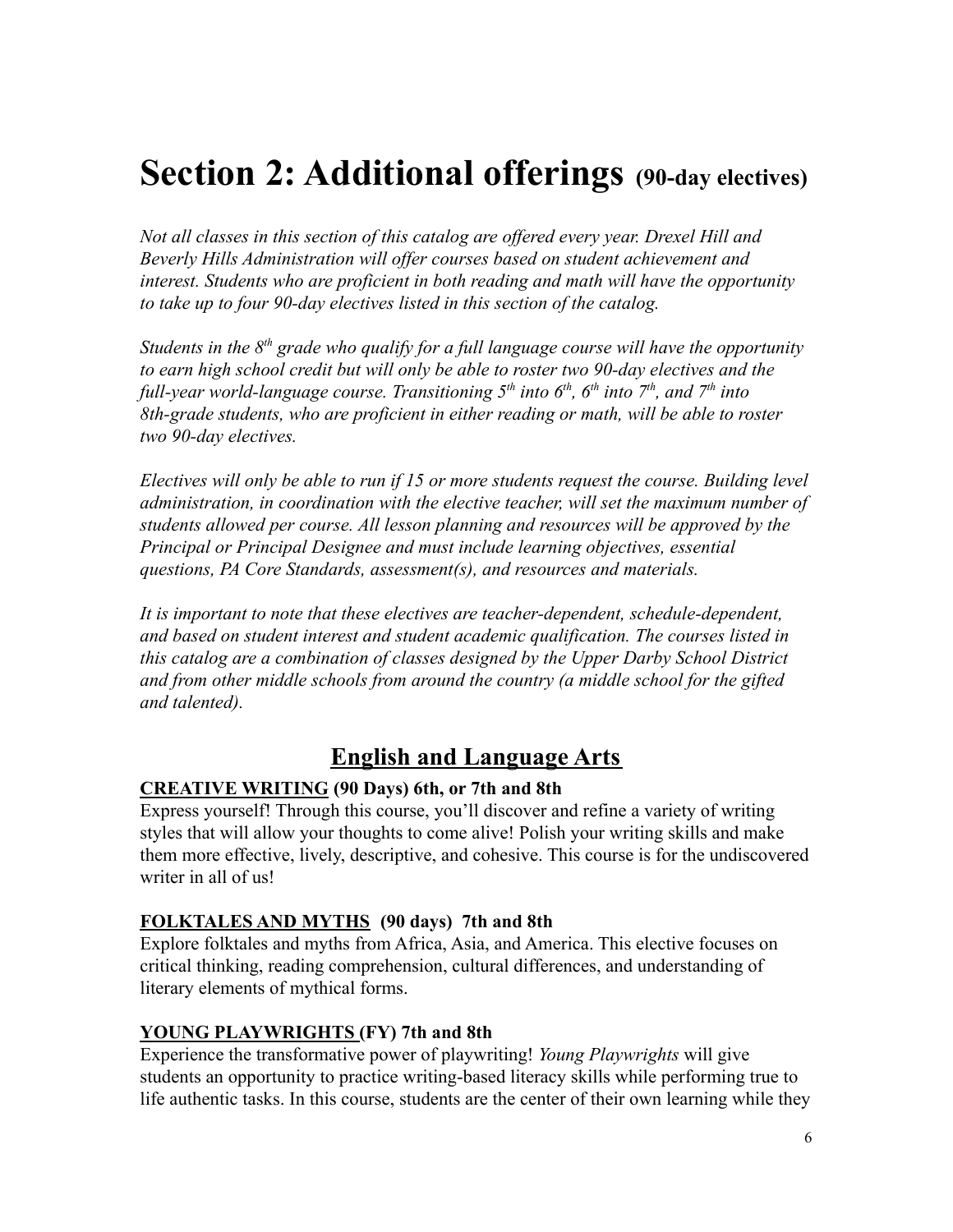# Section 2: Additional offerings (90-day electives)

*Not all classes in this section of this catalog are offered every year. Drexel Hill and Beverly Hills Administration will offer courses based on student achievement and interest. Students who are proficient in both reading and math will have the opportunity to take up to four 90-day electives listed in this section of the catalog.*

*Students in the 8th grade who qualify for a full language course will have the opportunity to earn high school credit but will only be able to roster two 90-day electives and the full-year world-language course. Transitioning 5th into 6th, 6th into 7th, and 7th into 8th-grade students, who are proficient in either reading or math, will be able to roster two 90-day electives.*

*Electives will only be able to run if 15 or more students request the course. Building level administration, in coordination with the elective teacher, will set the maximum number of students allowed per course. All lesson planning and resources will be approved by the Principal or Principal Designee and must include learning objectives, essential questions, PA Core Standards, assessment(s), and resources and materials.*

*It is important to note that these electives are teacher-dependent, schedule-dependent, and based on student interest and student academic qualification. The courses listed in this catalog are a combination of classes designed by the Upper Darby School District and from other middle schools from around the country (a middle school for the gifted and talented).*

## English and Language Arts

**CREATIVE WRITING (90 Days) 6th, or 7th and 8th**

Express yourself! Through this course, you'll discover and refine a variety of writing styles that will allow your thoughts to come alive! Polish your writing skills and make them more effective, lively, descriptive, and cohesive. This course is for the undiscovered writer in all of us!

**FOLKTALES AND MYTHS (90 days) 7th and 8th**

Explore folktales and myths from Africa, Asia, and America. This elective focuses on critical thinking, reading comprehension, cultural differences, and understanding of literary elements of mythical forms.

**YOUNG PLAYWRIGHTS (FY) 7th and 8th**

Experience the transformative power of playwriting! *Young Playwrights* will give students an opportunity to practice writing-based literacy skills while performing true to life authentic tasks. In this course, students are the center of their own learning while they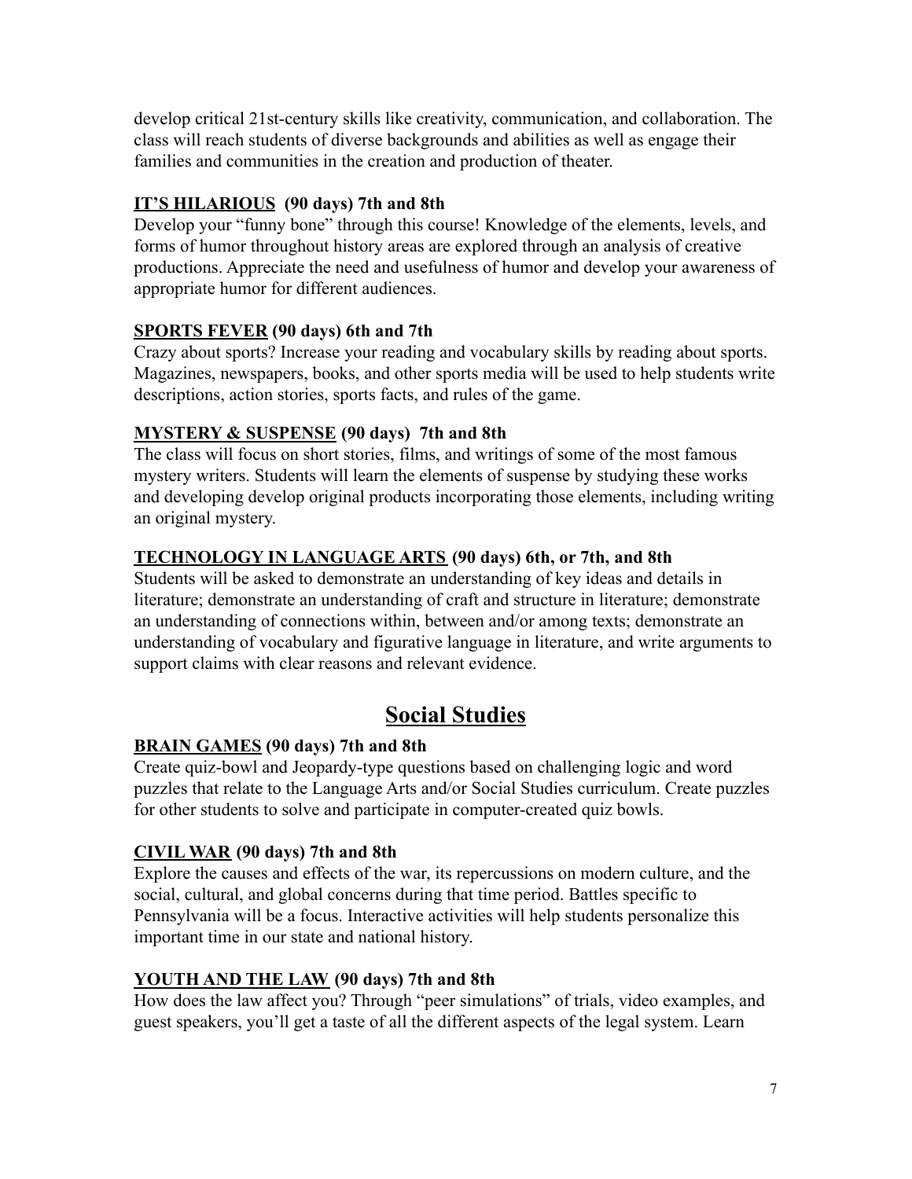develop critical 21st-century skills like creativity, communication, and collaboration. The class will reach students of diverse backgrounds and abilities as well as engage their families and communities in the creation and production of theater.

**IT'S HILARIOUS (90 days) 7th and 8th**

Develop your "funny bone" through this course! Knowledge of the elements, levels, and forms of humor throughout history areas are explored through an analysis of creative productions. Appreciate the need and usefulness of humor and develop your awareness of appropriate humor for different audiences.

**SPORTS FEVER (90 days) 6th and 7th**

Crazy about sports? Increase your reading and vocabulary skills by reading about sports. Magazines, newspapers, books, and other sports media will be used to help students write descriptions, action stories, sports facts, and rules of the game.

**MYSTERY & SUSPENSE (90 days) 7th and 8th**

The class will focus on short stories, films, and writings of some of the most famous mystery writers. Students will learn the elements of suspense by studying these works and developing develop original products incorporating those elements, including writing an original mystery.

**TECHNOLOGY IN LANGUAGE ARTS (90 days) 6th, or 7th, and 8th**

Students will be asked to demonstrate an understanding of key ideas and details in literature; demonstrate an understanding of craft and structure in literature; demonstrate an understanding of connections within, between and/or among texts; demonstrate an understanding of vocabulary and figurative language in literature, and write arguments to support claims with clear reasons and relevant evidence.

## Social Studies

**BRAIN GAMES (90 days) 7th and 8th**

Create quiz-bowl and Jeopardy-type questions based on challenging logic and word puzzles that relate to the Language Arts and/or Social Studies curriculum. Create puzzles for other students to solve and participate in computer-created quiz bowls.

**CIVIL WAR (90 days) 7th and 8th**

Explore the causes and effects of the war, its repercussions on modern culture, and the social, cultural, and global concerns during that time period. Battles specific to Pennsylvania will be a focus. Interactive activities will help students personalize this important time in our state and national history.

**YOUTH AND THE LAW (90 days) 7th and 8th**

How does the law affect you? Through "peer simulations" of trials, video examples, and guest speakers, you'll get a taste of all the different aspects of the legal system. Learn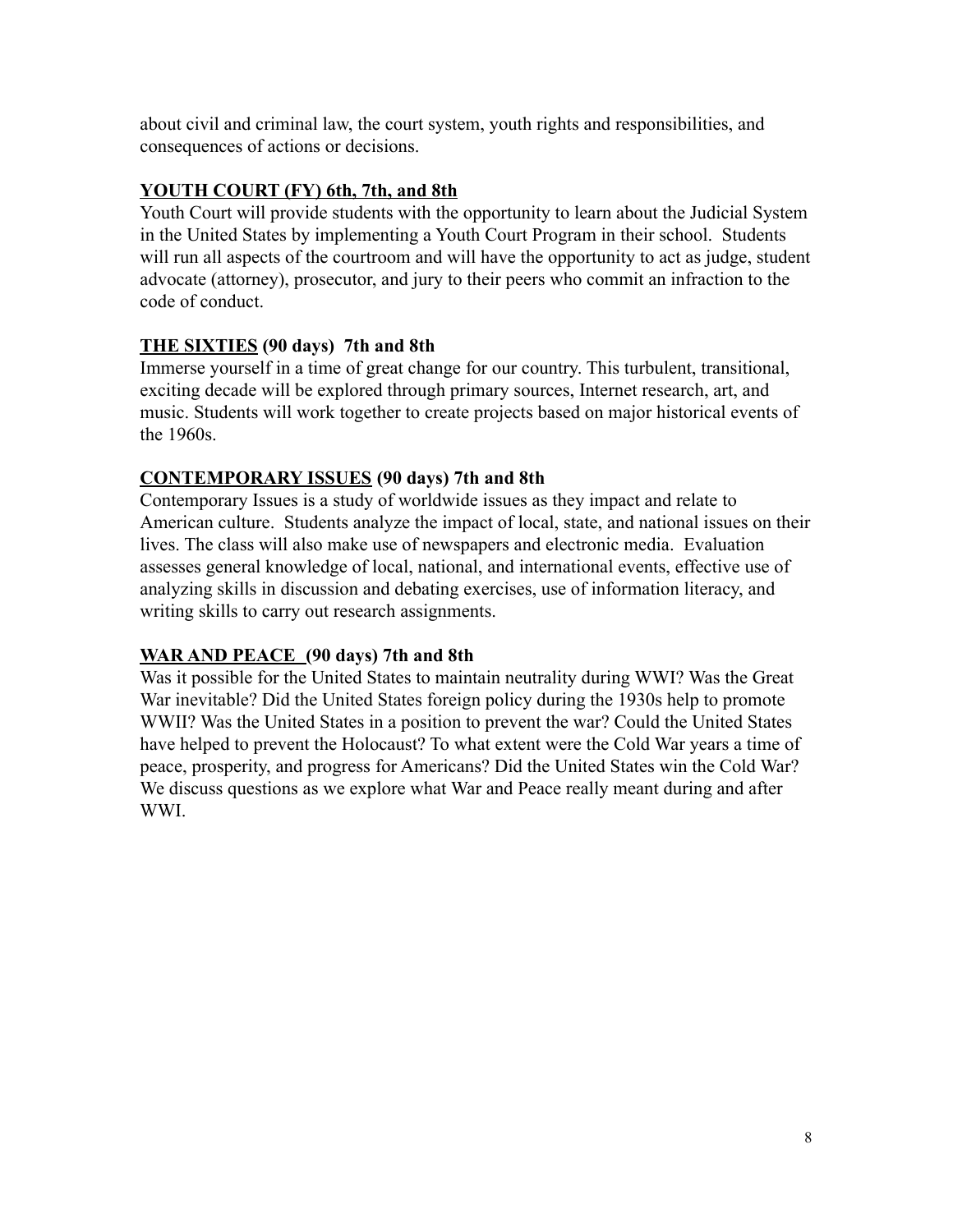about civil and criminal law, the court system, youth rights and responsibilities, and consequences of actions or decisions.

**<u>YOUTH COURT (FY) 6th, 7th, and 8th</u>**

Youth Court will provide students with the opportunity to learn about the Judicial System in the United States by implementing a Youth Court Program in their school. Students will run all aspects of the courtroom and will have the opportunity to act as judge, student advocate (attorney), prosecutor, and jury to their peers who commit an infraction to the code of conduct.

**<u>THE SIXTIES</u> (90 days) 7th and 8th**

Immerse yourself in a time of great change for our country. This turbulent, transitional, exciting decade will be explored through primary sources, Internet research, art, and music. Students will work together to create projects based on major historical events of the 1960s.

**<u>CONTEMPORARY ISSUES</u> (90 days) 7th and 8th**

Contemporary Issues is a study of worldwide issues as they impact and relate to American culture. Students analyze the impact of local, state, and national issues on their lives. The class will also make use of newspapers and electronic media. Evaluation assesses general knowledge of local, national, and international events, effective use of analyzing skills in discussion and debating exercises, use of information literacy, and writing skills to carry out research assignments.

**<u>WAR AND PEACE</u> (90 days) 7th and 8th**

Was it possible for the United States to maintain neutrality during WWI? Was the Great War inevitable? Did the United States foreign policy during the 1930s help to promote WWII? Was the United States in a position to prevent the war? Could the United States have helped to prevent the Holocaust? To what extent were the Cold War years a time of peace, prosperity, and progress for Americans? Did the United States win the Cold War? We discuss questions as we explore what War and Peace really meant during and after WWI.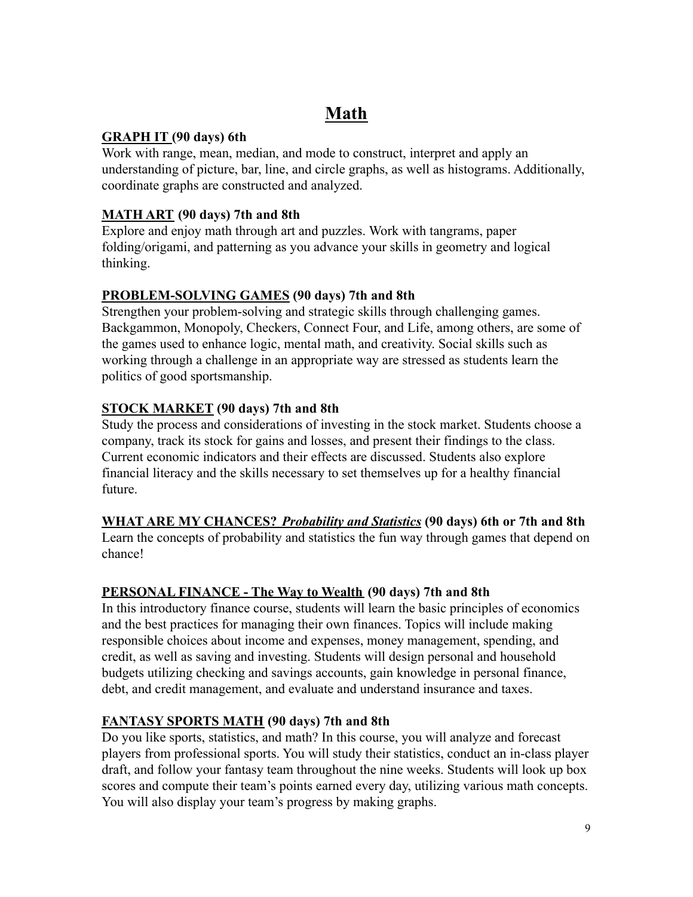# Math

**GRAPH IT (90 days) 6th**

Work with range, mean, median, and mode to construct, interpret and apply an understanding of picture, bar, line, and circle graphs, as well as histograms. Additionally, coordinate graphs are constructed and analyzed.

**MATH ART (90 days) 7th and 8th**

Explore and enjoy math through art and puzzles. Work with tangrams, paper folding/origami, and patterning as you advance your skills in geometry and logical thinking.

**PROBLEM-SOLVING GAMES (90 days) 7th and 8th**

Strengthen your problem-solving and strategic skills through challenging games. Backgammon, Monopoly, Checkers, Connect Four, and Life, among others, are some of the games used to enhance logic, mental math, and creativity. Social skills such as working through a challenge in an appropriate way are stressed as students learn the politics of good sportsmanship.

**STOCK MARKET (90 days) 7th and 8th**

Study the process and considerations of investing in the stock market. Students choose a company, track its stock for gains and losses, and present their findings to the class. Current economic indicators and their effects are discussed. Students also explore financial literacy and the skills necessary to set themselves up for a healthy financial future.

**WHAT ARE MY CHANCES? *Probability and Statistics* (90 days) 6th or 7th and 8th**

Learn the concepts of probability and statistics the fun way through games that depend on chance!

**PERSONAL FINANCE - The Way to Wealth (90 days) 7th and 8th**

In this introductory finance course, students will learn the basic principles of economics and the best practices for managing their own finances. Topics will include making responsible choices about income and expenses, money management, spending, and credit, as well as saving and investing. Students will design personal and household budgets utilizing checking and savings accounts, gain knowledge in personal finance, debt, and credit management, and evaluate and understand insurance and taxes.

**FANTASY SPORTS MATH (90 days) 7th and 8th**

Do you like sports, statistics, and math? In this course, you will analyze and forecast players from professional sports. You will study their statistics, conduct an in-class player draft, and follow your fantasy team throughout the nine weeks. Students will look up box scores and compute their team's points earned every day, utilizing various math concepts. You will also display your team's progress by making graphs.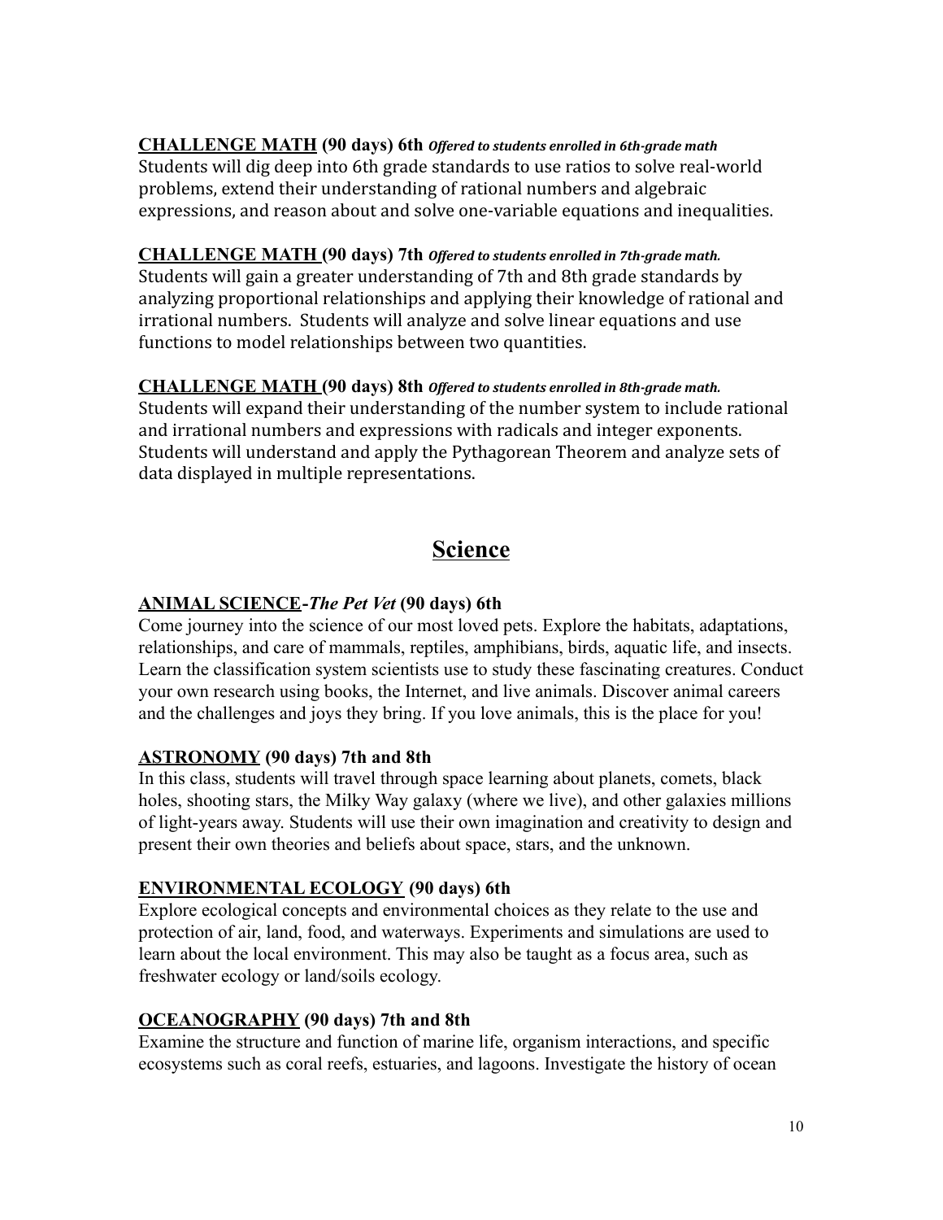**CHALLENGE MATH (90 days) 6th** *Offered to students enrolled in 6th-grade math*
Students will dig deep into 6th grade standards to use ratios to solve real-world problems, extend their understanding of rational numbers and algebraic expressions, and reason about and solve one-variable equations and inequalities.

**CHALLENGE MATH (90 days) 7th** *Offered to students enrolled in 7th-grade math.*
Students will gain a greater understanding of 7th and 8th grade standards by analyzing proportional relationships and applying their knowledge of rational and irrational numbers. Students will analyze and solve linear equations and use functions to model relationships between two quantities.

**CHALLENGE MATH (90 days) 8th** *Offered to students enrolled in 8th-grade math.*
Students will expand their understanding of the number system to include rational and irrational numbers and expressions with radicals and integer exponents. Students will understand and apply the Pythagorean Theorem and analyze sets of data displayed in multiple representations.

## Science

**ANIMAL SCIENCE-*The Pet Vet* (90 days) 6th**
Come journey into the science of our most loved pets. Explore the habitats, adaptations, relationships, and care of mammals, reptiles, amphibians, birds, aquatic life, and insects. Learn the classification system scientists use to study these fascinating creatures. Conduct your own research using books, the Internet, and live animals. Discover animal careers and the challenges and joys they bring. If you love animals, this is the place for you!

**ASTRONOMY (90 days) 7th and 8th**
In this class, students will travel through space learning about planets, comets, black holes, shooting stars, the Milky Way galaxy (where we live), and other galaxies millions of light-years away. Students will use their own imagination and creativity to design and present their own theories and beliefs about space, stars, and the unknown.

**ENVIRONMENTAL ECOLOGY (90 days) 6th**
Explore ecological concepts and environmental choices as they relate to the use and protection of air, land, food, and waterways. Experiments and simulations are used to learn about the local environment. This may also be taught as a focus area, such as freshwater ecology or land/soils ecology.

**OCEANOGRAPHY (90 days) 7th and 8th**
Examine the structure and function of marine life, organism interactions, and specific ecosystems such as coral reefs, estuaries, and lagoons. Investigate the history of ocean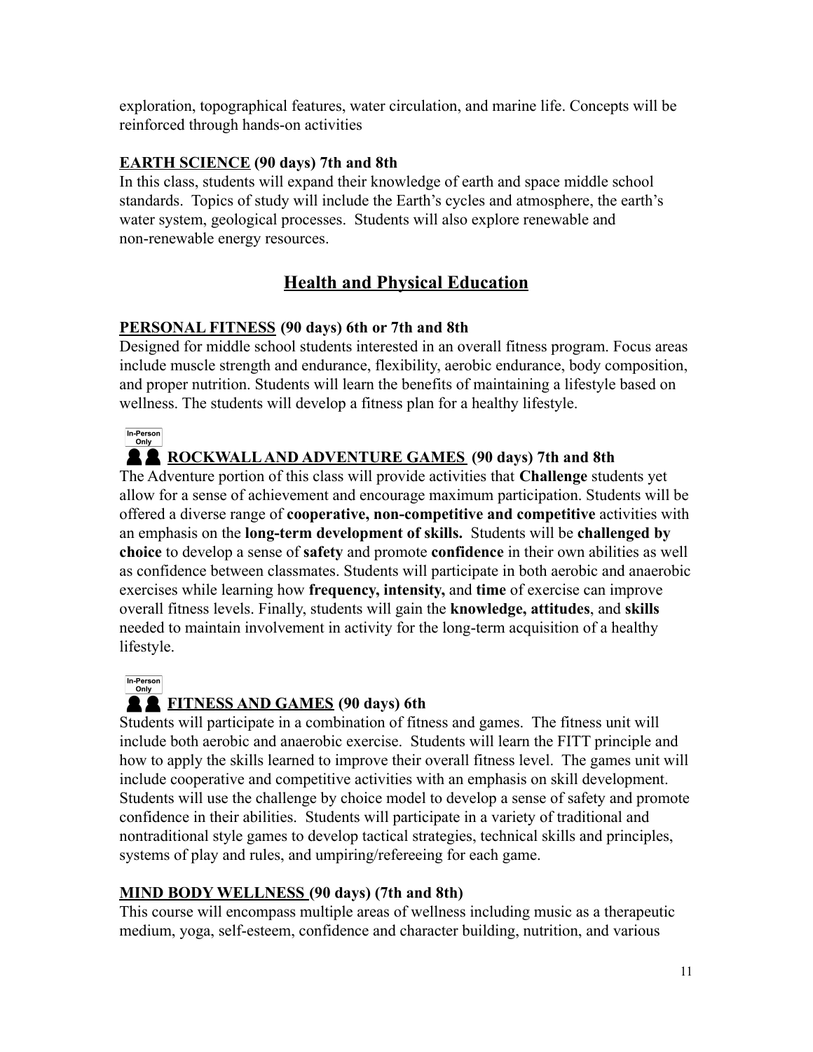exploration, topographical features, water circulation, and marine life. Concepts will be reinforced through hands-on activities

**EARTH SCIENCE (90 days) 7th and 8th**

In this class, students will expand their knowledge of earth and space middle school standards. Topics of study will include the Earth's cycles and atmosphere, the earth's water system, geological processes. Students will also explore renewable and non-renewable energy resources.

## Health and Physical Education

**PERSONAL FITNESS (90 days) 6th or 7th and 8th**

Designed for middle school students interested in an overall fitness program. Focus areas include muscle strength and endurance, flexibility, aerobic endurance, body composition, and proper nutrition. Students will learn the benefits of maintaining a lifestyle based on wellness. The students will develop a fitness plan for a healthy lifestyle.

In-Person Only

**ROCKWALL AND ADVENTURE GAMES (90 days) 7th and 8th**

The Adventure portion of this class will provide activities that **Challenge** students yet allow for a sense of achievement and encourage maximum participation. Students will be offered a diverse range of **cooperative, non-competitive and competitive** activities with an emphasis on the **long-term development of skills.** Students will be **challenged by choice** to develop a sense of **safety** and promote **confidence** in their own abilities as well as confidence between classmates. Students will participate in both aerobic and anaerobic exercises while learning how **frequency, intensity,** and **time** of exercise can improve overall fitness levels. Finally, students will gain the **knowledge, attitudes**, and **skills** needed to maintain involvement in activity for the long-term acquisition of a healthy lifestyle.

In-Person Only

**FITNESS AND GAMES (90 days) 6th**

Students will participate in a combination of fitness and games. The fitness unit will include both aerobic and anaerobic exercise. Students will learn the FITT principle and how to apply the skills learned to improve their overall fitness level. The games unit will include cooperative and competitive activities with an emphasis on skill development. Students will use the challenge by choice model to develop a sense of safety and promote confidence in their abilities. Students will participate in a variety of traditional and nontraditional style games to develop tactical strategies, technical skills and principles, systems of play and rules, and umpiring/refereeing for each game.

**MIND BODY WELLNESS (90 days) (7th and 8th)**

This course will encompass multiple areas of wellness including music as a therapeutic medium, yoga, self-esteem, confidence and character building, nutrition, and various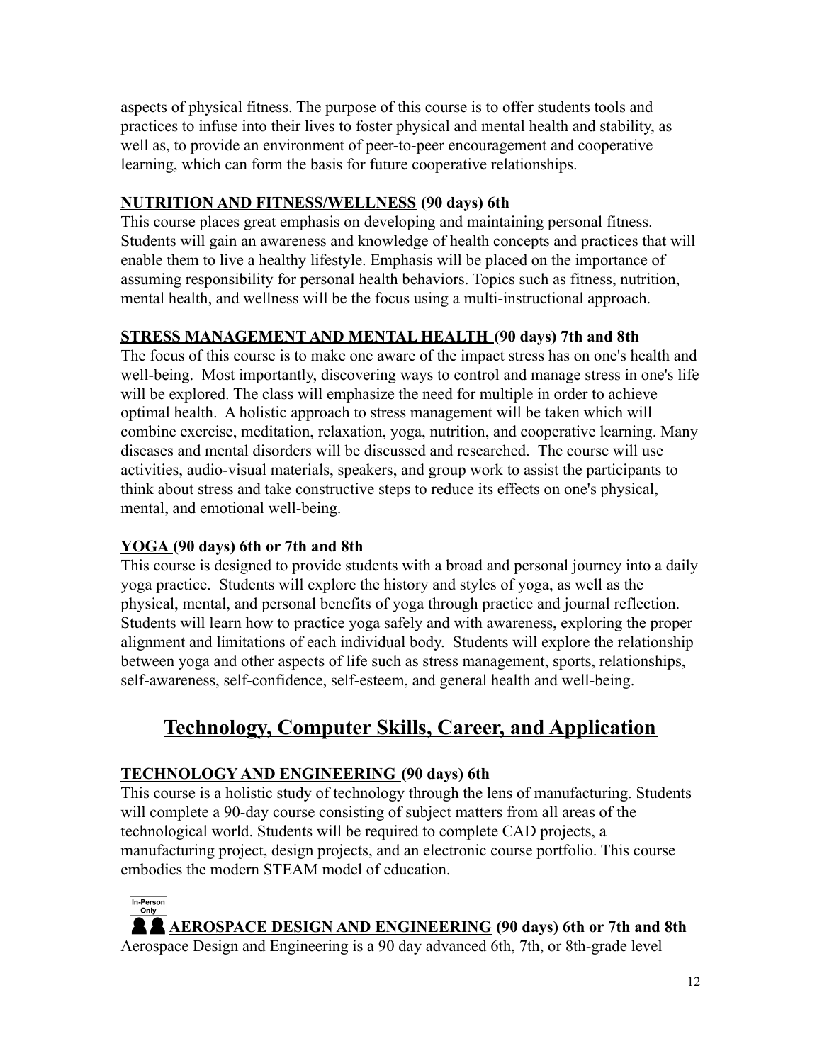aspects of physical fitness. The purpose of this course is to offer students tools and practices to infuse into their lives to foster physical and mental health and stability, as well as, to provide an environment of peer-to-peer encouragement and cooperative learning, which can form the basis for future cooperative relationships.

**NUTRITION AND FITNESS/WELLNESS (90 days) 6th**

This course places great emphasis on developing and maintaining personal fitness. Students will gain an awareness and knowledge of health concepts and practices that will enable them to live a healthy lifestyle. Emphasis will be placed on the importance of assuming responsibility for personal health behaviors. Topics such as fitness, nutrition, mental health, and wellness will be the focus using a multi-instructional approach.

**STRESS MANAGEMENT AND MENTAL HEALTH (90 days) 7th and 8th**

The focus of this course is to make one aware of the impact stress has on one's health and well-being. Most importantly, discovering ways to control and manage stress in one's life will be explored. The class will emphasize the need for multiple in order to achieve optimal health. A holistic approach to stress management will be taken which will combine exercise, meditation, relaxation, yoga, nutrition, and cooperative learning. Many diseases and mental disorders will be discussed and researched. The course will use activities, audio-visual materials, speakers, and group work to assist the participants to think about stress and take constructive steps to reduce its effects on one's physical, mental, and emotional well-being.

**YOGA (90 days) 6th or 7th and 8th**

This course is designed to provide students with a broad and personal journey into a daily yoga practice. Students will explore the history and styles of yoga, as well as the physical, mental, and personal benefits of yoga through practice and journal reflection. Students will learn how to practice yoga safely and with awareness, exploring the proper alignment and limitations of each individual body. Students will explore the relationship between yoga and other aspects of life such as stress management, sports, relationships, self-awareness, self-confidence, self-esteem, and general health and well-being.

## Technology, Computer Skills, Career, and Application

**TECHNOLOGY AND ENGINEERING (90 days) 6th**

This course is a holistic study of technology through the lens of manufacturing. Students will complete a 90-day course consisting of subject matters from all areas of the technological world. Students will be required to complete CAD projects, a manufacturing project, design projects, and an electronic course portfolio. This course embodies the modern STEAM model of education.

In-Person Only

**AEROSPACE DESIGN AND ENGINEERING (90 days) 6th or 7th and 8th**

Aerospace Design and Engineering is a 90 day advanced 6th, 7th, or 8th-grade level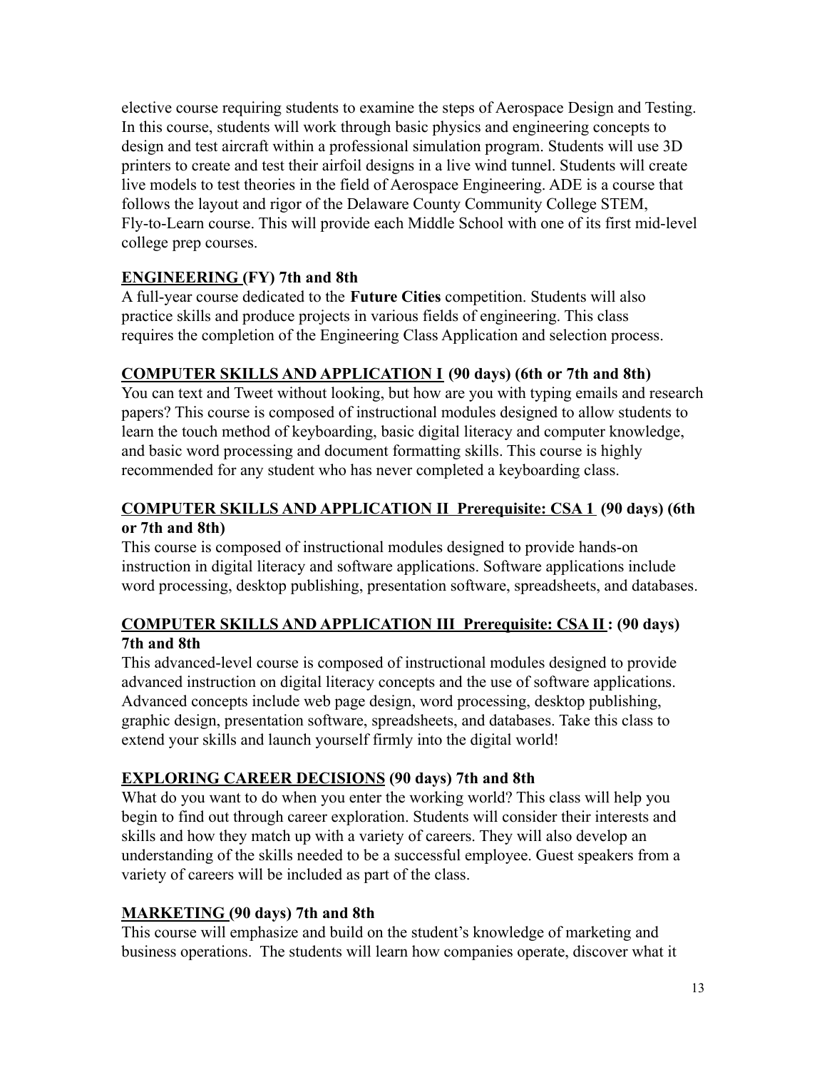elective course requiring students to examine the steps of Aerospace Design and Testing. In this course, students will work through basic physics and engineering concepts to design and test aircraft within a professional simulation program. Students will use 3D printers to create and test their airfoil designs in a live wind tunnel. Students will create live models to test theories in the field of Aerospace Engineering. ADE is a course that follows the layout and rigor of the Delaware County Community College STEM, Fly-to-Learn course. This will provide each Middle School with one of its first mid-level college prep courses.

### <u>ENGINEERING</u> (FY) 7th and 8th

A full-year course dedicated to the **Future Cities** competition. Students will also practice skills and produce projects in various fields of engineering. This class requires the completion of the Engineering Class Application and selection process.

### <u>COMPUTER SKILLS AND APPLICATION I</u> (90 days) (6th or 7th and 8th)

You can text and Tweet without looking, but how are you with typing emails and research papers? This course is composed of instructional modules designed to allow students to learn the touch method of keyboarding, basic digital literacy and computer knowledge, and basic word processing and document formatting skills. This course is highly recommended for any student who has never completed a keyboarding class.

### <u>COMPUTER SKILLS AND APPLICATION II Prerequisite: CSA 1</u> (90 days) (6th or 7th and 8th)

This course is composed of instructional modules designed to provide hands-on instruction in digital literacy and software applications. Software applications include word processing, desktop publishing, presentation software, spreadsheets, and databases.

### <u>COMPUTER SKILLS AND APPLICATION III Prerequisite: CSA II</u>: (90 days) 7th and 8th

This advanced-level course is composed of instructional modules designed to provide advanced instruction on digital literacy concepts and the use of software applications. Advanced concepts include web page design, word processing, desktop publishing, graphic design, presentation software, spreadsheets, and databases. Take this class to extend your skills and launch yourself firmly into the digital world!

### <u>EXPLORING CAREER DECISIONS</u> (90 days) 7th and 8th

What do you want to do when you enter the working world? This class will help you begin to find out through career exploration. Students will consider their interests and skills and how they match up with a variety of careers. They will also develop an understanding of the skills needed to be a successful employee. Guest speakers from a variety of careers will be included as part of the class.

### <u>MARKETING</u> (90 days) 7th and 8th

This course will emphasize and build on the student's knowledge of marketing and business operations. The students will learn how companies operate, discover what it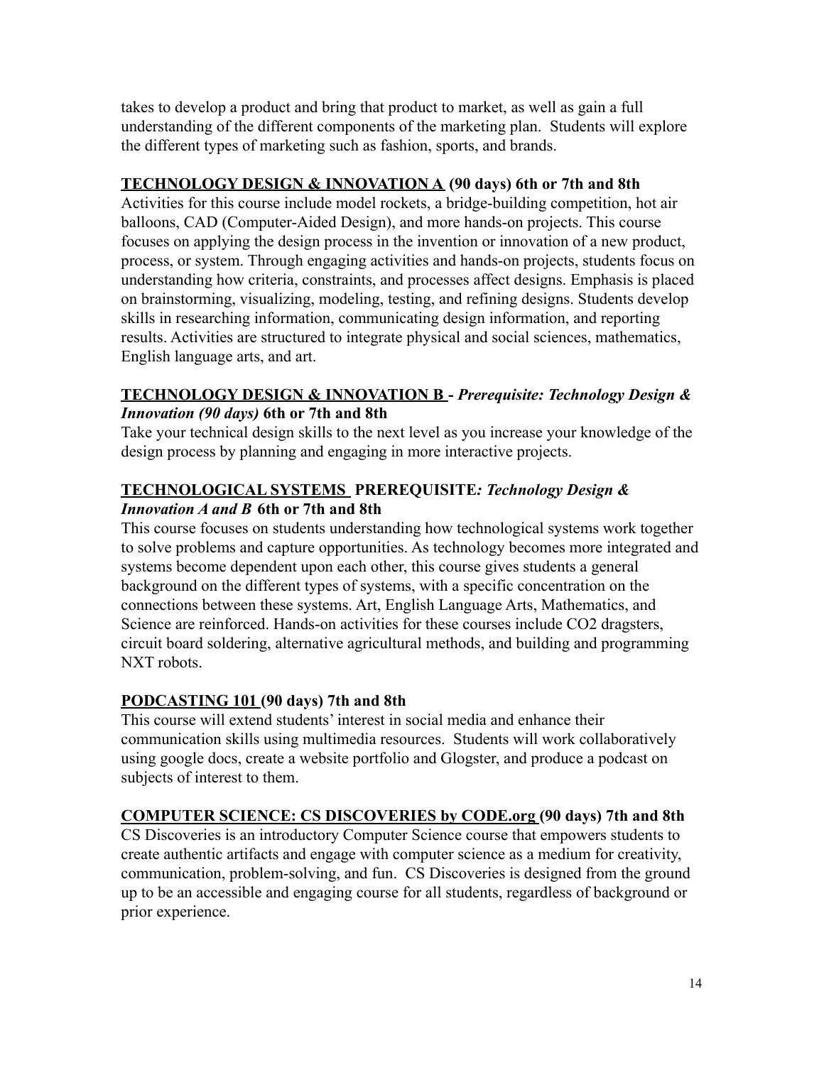takes to develop a product and bring that product to market, as well as gain a full understanding of the different components of the marketing plan. Students will explore the different types of marketing such as fashion, sports, and brands.

**TECHNOLOGY DESIGN & INNOVATION A (90 days) 6th or 7th and 8th**

Activities for this course include model rockets, a bridge-building competition, hot air balloons, CAD (Computer-Aided Design), and more hands-on projects. This course focuses on applying the design process in the invention or innovation of a new product, process, or system. Through engaging activities and hands-on projects, students focus on understanding how criteria, constraints, and processes affect designs. Emphasis is placed on brainstorming, visualizing, modeling, testing, and refining designs. Students develop skills in researching information, communicating design information, and reporting results. Activities are structured to integrate physical and social sciences, mathematics, English language arts, and art.

**TECHNOLOGY DESIGN & INNOVATION B -** ***Prerequisite: Technology Design & Innovation (90 days)*** **6th or 7th and 8th**

Take your technical design skills to the next level as you increase your knowledge of the design process by planning and engaging in more interactive projects.

**TECHNOLOGICAL SYSTEMS PREREQUISITE*: Technology Design & Innovation A and B*** **6th or 7th and 8th**

This course focuses on students understanding how technological systems work together to solve problems and capture opportunities. As technology becomes more integrated and systems become dependent upon each other, this course gives students a general background on the different types of systems, with a specific concentration on the connections between these systems. Art, English Language Arts, Mathematics, and Science are reinforced. Hands-on activities for these courses include CO2 dragsters, circuit board soldering, alternative agricultural methods, and building and programming NXT robots.

**PODCASTING 101 (90 days) 7th and 8th**

This course will extend students' interest in social media and enhance their communication skills using multimedia resources. Students will work collaboratively using google docs, create a website portfolio and Glogster, and produce a podcast on subjects of interest to them.

**COMPUTER SCIENCE: CS DISCOVERIES by CODE.org (90 days) 7th and 8th**

CS Discoveries is an introductory Computer Science course that empowers students to create authentic artifacts and engage with computer science as a medium for creativity, communication, problem-solving, and fun. CS Discoveries is designed from the ground up to be an accessible and engaging course for all students, regardless of background or prior experience.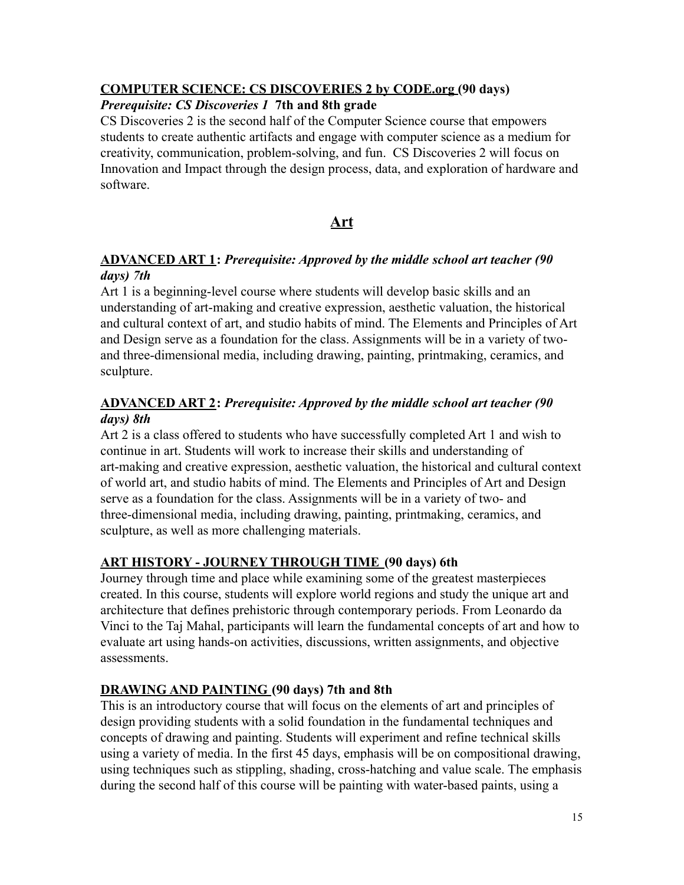**COMPUTER SCIENCE: CS DISCOVERIES 2 by CODE.org (90 days)**
***Prerequisite: CS Discoveries 1*** **7th and 8th grade**

CS Discoveries 2 is the second half of the Computer Science course that empowers students to create authentic artifacts and engage with computer science as a medium for creativity, communication, problem-solving, and fun. CS Discoveries 2 will focus on Innovation and Impact through the design process, data, and exploration of hardware and software.

## Art

**ADVANCED ART 1:** ***Prerequisite: Approved by the middle school art teacher (90 days) 7th***

Art 1 is a beginning-level course where students will develop basic skills and an understanding of art-making and creative expression, aesthetic valuation, the historical and cultural context of art, and studio habits of mind. The Elements and Principles of Art and Design serve as a foundation for the class. Assignments will be in a variety of two- and three-dimensional media, including drawing, painting, printmaking, ceramics, and sculpture.

**ADVANCED ART 2:** ***Prerequisite: Approved by the middle school art teacher (90 days) 8th***

Art 2 is a class offered to students who have successfully completed Art 1 and wish to continue in art. Students will work to increase their skills and understanding of art-making and creative expression, aesthetic valuation, the historical and cultural context of world art, and studio habits of mind. The Elements and Principles of Art and Design serve as a foundation for the class. Assignments will be in a variety of two- and three-dimensional media, including drawing, painting, printmaking, ceramics, and sculpture, as well as more challenging materials.

**ART HISTORY - JOURNEY THROUGH TIME (90 days) 6th**

Journey through time and place while examining some of the greatest masterpieces created. In this course, students will explore world regions and study the unique art and architecture that defines prehistoric through contemporary periods. From Leonardo da Vinci to the Taj Mahal, participants will learn the fundamental concepts of art and how to evaluate art using hands-on activities, discussions, written assignments, and objective assessments.

**DRAWING AND PAINTING (90 days) 7th and 8th**

This is an introductory course that will focus on the elements of art and principles of design providing students with a solid foundation in the fundamental techniques and concepts of drawing and painting. Students will experiment and refine technical skills using a variety of media. In the first 45 days, emphasis will be on compositional drawing, using techniques such as stippling, shading, cross-hatching and value scale. The emphasis during the second half of this course will be painting with water-based paints, using a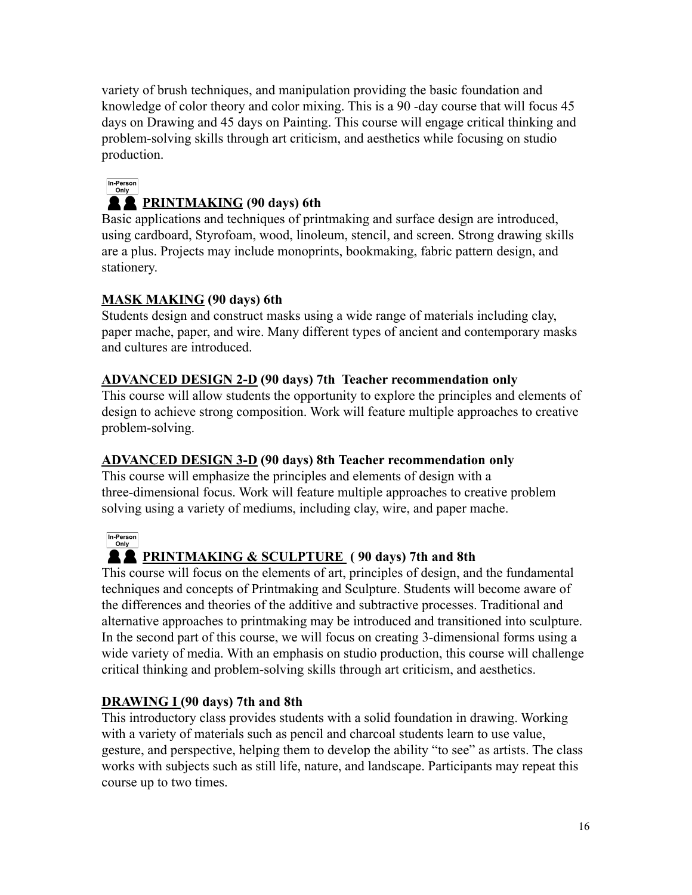variety of brush techniques, and manipulation providing the basic foundation and knowledge of color theory and color mixing. This is a 90 -day course that will focus 45 days on Drawing and 45 days on Painting. This course will engage critical thinking and problem-solving skills through art criticism, and aesthetics while focusing on studio production.

In-Person Only

**PRINTMAKING (90 days) 6th**

Basic applications and techniques of printmaking and surface design are introduced, using cardboard, Styrofoam, wood, linoleum, stencil, and screen. Strong drawing skills are a plus. Projects may include monoprints, bookmaking, fabric pattern design, and stationery.

**MASK MAKING (90 days) 6th**

Students design and construct masks using a wide range of materials including clay, paper mache, paper, and wire. Many different types of ancient and contemporary masks and cultures are introduced.

**ADVANCED DESIGN 2-D (90 days) 7th Teacher recommendation only**

This course will allow students the opportunity to explore the principles and elements of design to achieve strong composition. Work will feature multiple approaches to creative problem-solving.

**ADVANCED DESIGN 3-D (90 days) 8th Teacher recommendation only**

This course will emphasize the principles and elements of design with a three-dimensional focus. Work will feature multiple approaches to creative problem solving using a variety of mediums, including clay, wire, and paper mache.

In-Person Only

**PRINTMAKING & SCULPTURE ( 90 days) 7th and 8th**

This course will focus on the elements of art, principles of design, and the fundamental techniques and concepts of Printmaking and Sculpture. Students will become aware of the differences and theories of the additive and subtractive processes. Traditional and alternative approaches to printmaking may be introduced and transitioned into sculpture. In the second part of this course, we will focus on creating 3-dimensional forms using a wide variety of media. With an emphasis on studio production, this course will challenge critical thinking and problem-solving skills through art criticism, and aesthetics.

**DRAWING I (90 days) 7th and 8th**

This introductory class provides students with a solid foundation in drawing. Working with a variety of materials such as pencil and charcoal students learn to use value, gesture, and perspective, helping them to develop the ability "to see" as artists. The class works with subjects such as still life, nature, and landscape. Participants may repeat this course up to two times.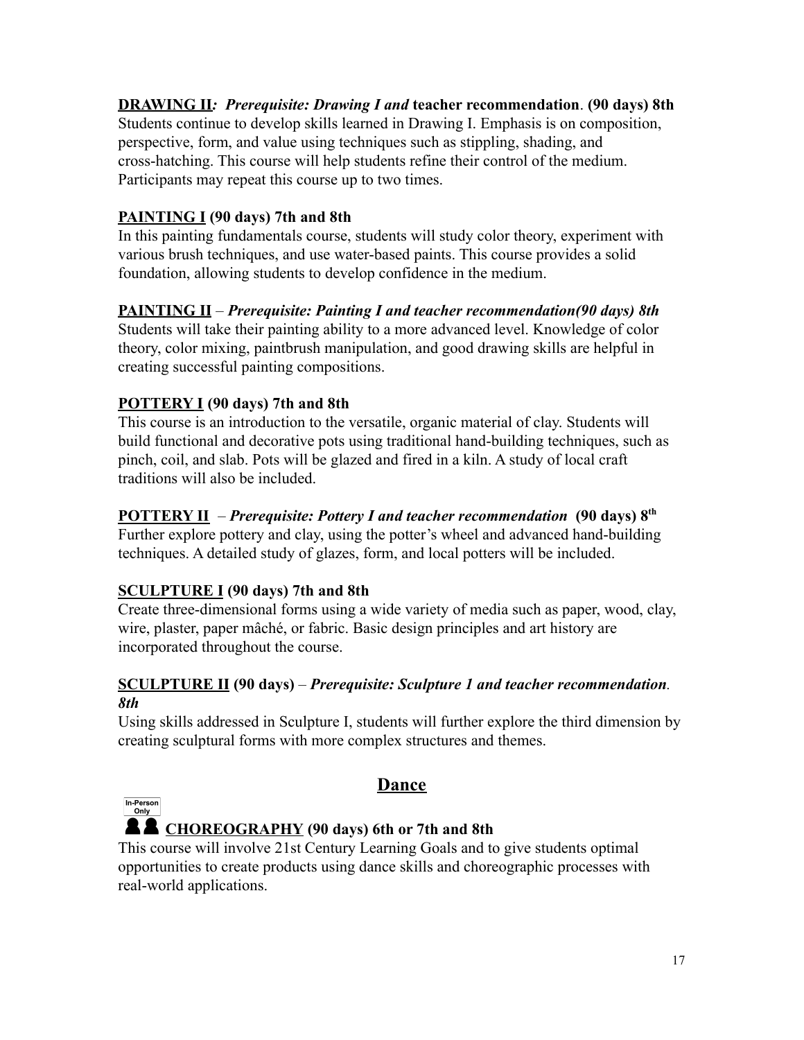**<u>DRAWING II</u>*: Prerequisite: Drawing I and* teacher recommendation. (90 days) 8th**
Students continue to develop skills learned in Drawing I. Emphasis is on composition, perspective, form, and value using techniques such as stippling, shading, and cross-hatching. This course will help students refine their control of the medium. Participants may repeat this course up to two times.

**<u>PAINTING I</u> (90 days) 7th and 8th**
In this painting fundamentals course, students will study color theory, experiment with various brush techniques, and use water-based paints. This course provides a solid foundation, allowing students to develop confidence in the medium.

**<u>PAINTING II</u>** – ***Prerequisite: Painting I and teacher recommendation(90 days) 8th***
Students will take their painting ability to a more advanced level. Knowledge of color theory, color mixing, paintbrush manipulation, and good drawing skills are helpful in creating successful painting compositions.

**<u>POTTERY I</u> (90 days) 7th and 8th**
This course is an introduction to the versatile, organic material of clay. Students will build functional and decorative pots using traditional hand-building techniques, such as pinch, coil, and slab. Pots will be glazed and fired in a kiln. A study of local craft traditions will also be included.

**<u>POTTERY II</u>** – ***Prerequisite: Pottery I and teacher recommendation*** **(90 days) 8th**
Further explore pottery and clay, using the potter's wheel and advanced hand-building techniques. A detailed study of glazes, form, and local potters will be included.

**<u>SCULPTURE I</u> (90 days) 7th and 8th**
Create three-dimensional forms using a wide variety of media such as paper, wood, clay, wire, plaster, paper mâché, or fabric. Basic design principles and art history are incorporated throughout the course.

**<u>SCULPTURE II</u> (90 days)** – ***Prerequisite: Sculpture 1 and teacher recommendation. 8th***
Using skills addressed in Sculpture I, students will further explore the third dimension by creating sculptural forms with more complex structures and themes.

## Dance

In-Person Only

**<u>CHOREOGRAPHY</u> (90 days) 6th or 7th and 8th**
This course will involve 21st Century Learning Goals and to give students optimal opportunities to create products using dance skills and choreographic processes with real-world applications.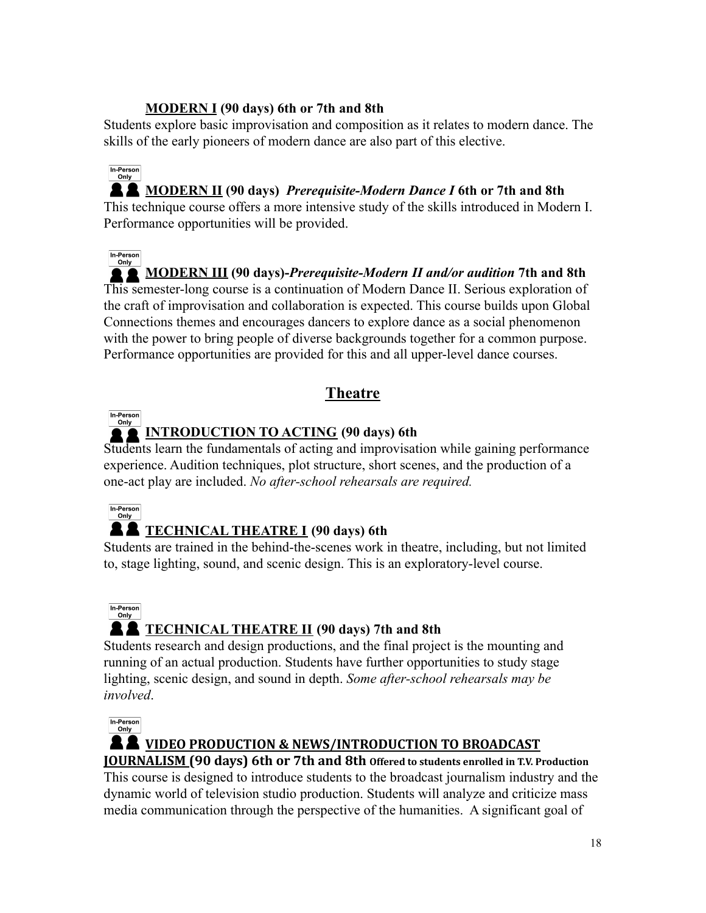**MODERN I (90 days) 6th or 7th and 8th**

Students explore basic improvisation and composition as it relates to modern dance. The skills of the early pioneers of modern dance are also part of this elective.

In-Person Only

**MODERN II (90 days)** ***Prerequisite-Modern Dance I*** **6th or 7th and 8th**

This technique course offers a more intensive study of the skills introduced in Modern I. Performance opportunities will be provided.

In-Person Only

**MODERN III (90 days)-*Prerequisite-Modern II and/or audition* 7th and 8th**

This semester-long course is a continuation of Modern Dance II. Serious exploration of the craft of improvisation and collaboration is expected. This course builds upon Global Connections themes and encourages dancers to explore dance as a social phenomenon with the power to bring people of diverse backgrounds together for a common purpose. Performance opportunities are provided for this and all upper-level dance courses.

## Theatre

In-Person Only

**INTRODUCTION TO ACTING (90 days) 6th**

Students learn the fundamentals of acting and improvisation while gaining performance experience. Audition techniques, plot structure, short scenes, and the production of a one-act play are included. *No after-school rehearsals are required.*

In-Person Only

**TECHNICAL THEATRE I (90 days) 6th**

Students are trained in the behind-the-scenes work in theatre, including, but not limited to, stage lighting, sound, and scenic design. This is an exploratory-level course.

In-Person Only

**TECHNICAL THEATRE II (90 days) 7th and 8th**

Students research and design productions, and the final project is the mounting and running of an actual production. Students have further opportunities to study stage lighting, scenic design, and sound in depth. *Some after-school rehearsals may be involved.*

In-Person Only

**VIDEO PRODUCTION & NEWS/INTRODUCTION TO BROADCAST JOURNALISM (90 days) 6th or 7th and 8th** **Offered to students enrolled in T.V. Production**

This course is designed to introduce students to the broadcast journalism industry and the dynamic world of television studio production. Students will analyze and criticize mass media communication through the perspective of the humanities. A significant goal of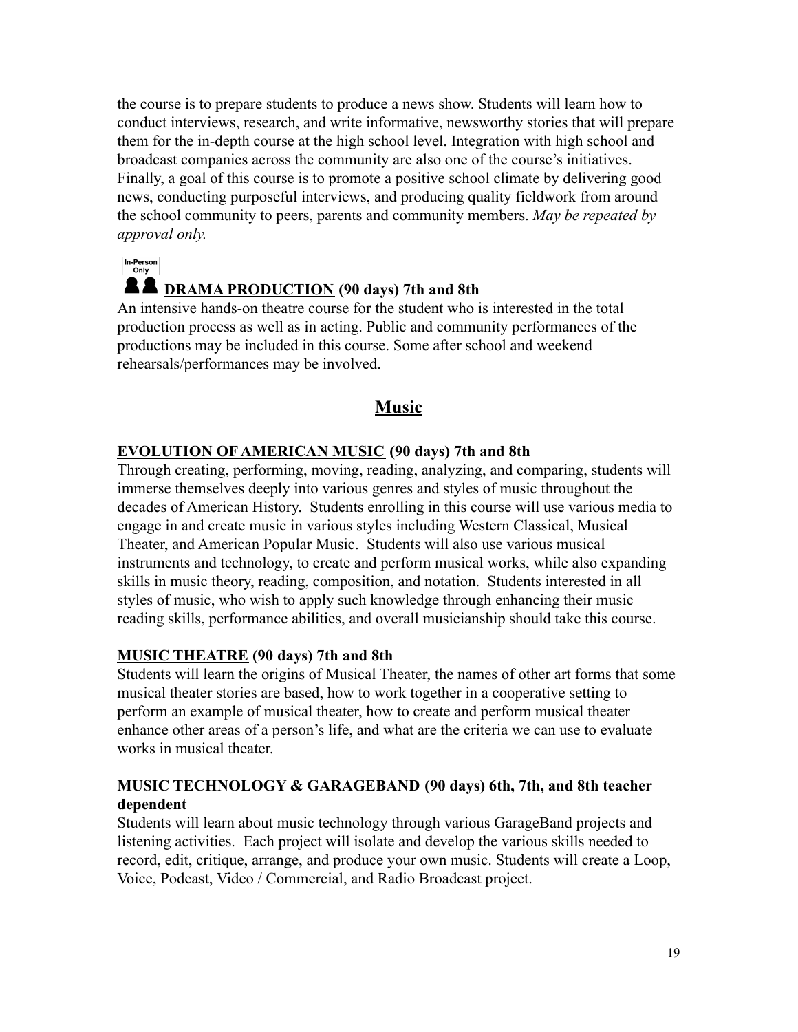the course is to prepare students to produce a news show. Students will learn how to conduct interviews, research, and write informative, newsworthy stories that will prepare them for the in-depth course at the high school level. Integration with high school and broadcast companies across the community are also one of the course's initiatives. Finally, a goal of this course is to promote a positive school climate by delivering good news, conducting purposeful interviews, and producing quality fieldwork from around the school community to peers, parents and community members. *May be repeated by approval only.*

In-Person Only

**DRAMA PRODUCTION (90 days) 7th and 8th**
An intensive hands-on theatre course for the student who is interested in the total production process as well as in acting. Public and community performances of the productions may be included in this course. Some after school and weekend rehearsals/performances may be involved.

## Music

**EVOLUTION OF AMERICAN MUSIC (90 days) 7th and 8th**
Through creating, performing, moving, reading, analyzing, and comparing, students will immerse themselves deeply into various genres and styles of music throughout the decades of American History. Students enrolling in this course will use various media to engage in and create music in various styles including Western Classical, Musical Theater, and American Popular Music. Students will also use various musical instruments and technology, to create and perform musical works, while also expanding skills in music theory, reading, composition, and notation. Students interested in all styles of music, who wish to apply such knowledge through enhancing their music reading skills, performance abilities, and overall musicianship should take this course.

**MUSIC THEATRE (90 days) 7th and 8th**
Students will learn the origins of Musical Theater, the names of other art forms that some musical theater stories are based, how to work together in a cooperative setting to perform an example of musical theater, how to create and perform musical theater enhance other areas of a person's life, and what are the criteria we can use to evaluate works in musical theater.

**MUSIC TECHNOLOGY & GARAGEBAND (90 days) 6th, 7th, and 8th teacher dependent**
Students will learn about music technology through various GarageBand projects and listening activities. Each project will isolate and develop the various skills needed to record, edit, critique, arrange, and produce your own music. Students will create a Loop, Voice, Podcast, Video / Commercial, and Radio Broadcast project.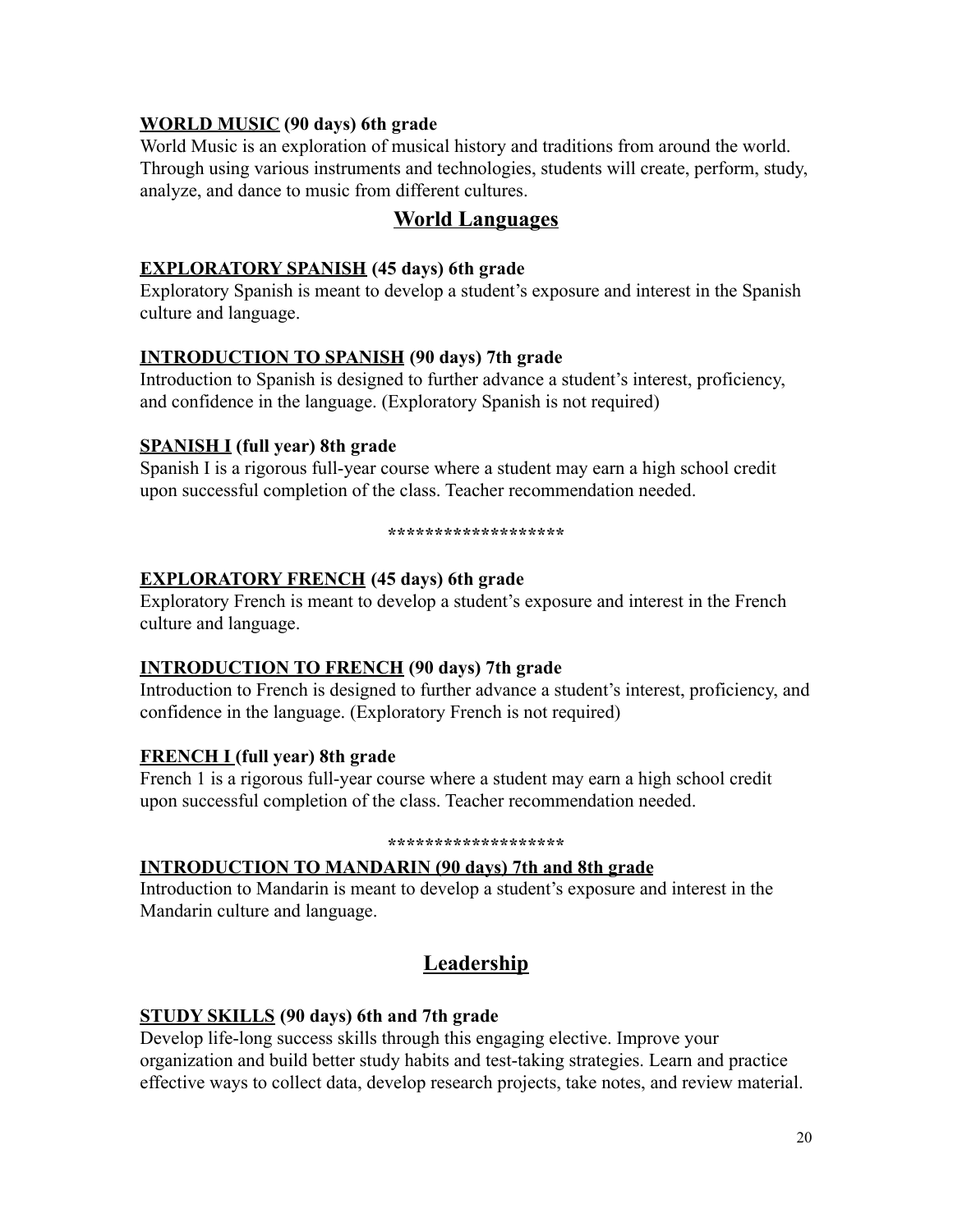**<u>WORLD MUSIC</u> (90 days) 6th grade**
World Music is an exploration of musical history and traditions from around the world. Through using various instruments and technologies, students will create, perform, study, analyze, and dance to music from different cultures.

## World Languages

**<u>EXPLORATORY SPANISH</u> (45 days) 6th grade**
Exploratory Spanish is meant to develop a student's exposure and interest in the Spanish culture and language.

**<u>INTRODUCTION TO SPANISH</u> (90 days) 7th grade**
Introduction to Spanish is designed to further advance a student's interest, proficiency, and confidence in the language. (Exploratory Spanish is not required)

**<u>SPANISH I</u> (full year) 8th grade**
Spanish I is a rigorous full-year course where a student may earn a high school credit upon successful completion of the class. Teacher recommendation needed.

*******************

**<u>EXPLORATORY FRENCH</u> (45 days) 6th grade**
Exploratory French is meant to develop a student's exposure and interest in the French culture and language.

**<u>INTRODUCTION TO FRENCH</u> (90 days) 7th grade**
Introduction to French is designed to further advance a student's interest, proficiency, and confidence in the language. (Exploratory French is not required)

**<u>FRENCH I</u> (full year) 8th grade**
French 1 is a rigorous full-year course where a student may earn a high school credit upon successful completion of the class. Teacher recommendation needed.

*******************

**<u>INTRODUCTION TO MANDARIN (90 days) 7th and 8th grade</u>**
Introduction to Mandarin is meant to develop a student's exposure and interest in the Mandarin culture and language.

## Leadership

**<u>STUDY SKILLS</u> (90 days) 6th and 7th grade**
Develop life-long success skills through this engaging elective. Improve your organization and build better study habits and test-taking strategies. Learn and practice effective ways to collect data, develop research projects, take notes, and review material.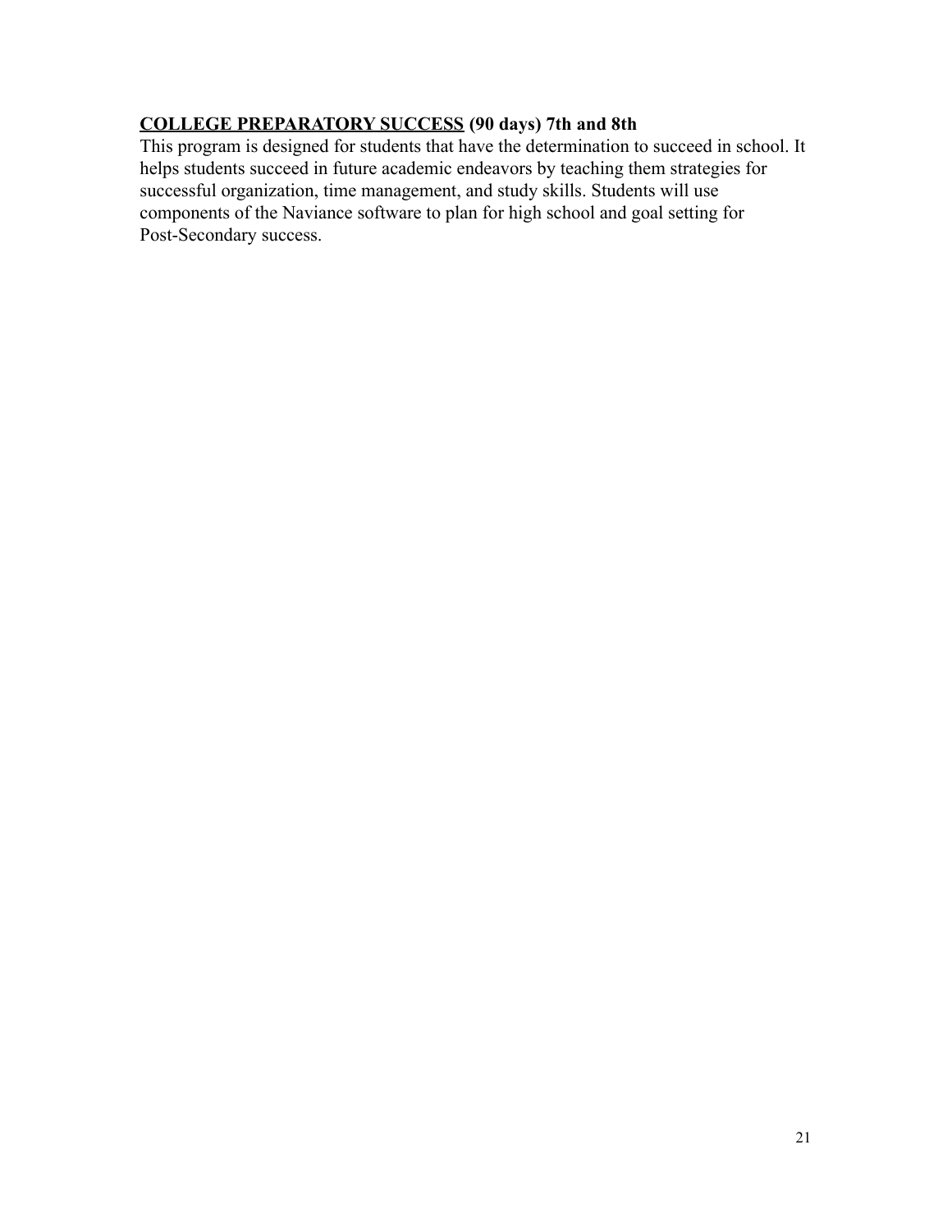**<u>COLLEGE PREPARATORY SUCCESS</u> (90 days) 7th and 8th**

This program is designed for students that have the determination to succeed in school. It helps students succeed in future academic endeavors by teaching them strategies for successful organization, time management, and study skills. Students will use components of the Naviance software to plan for high school and goal setting for Post-Secondary success.